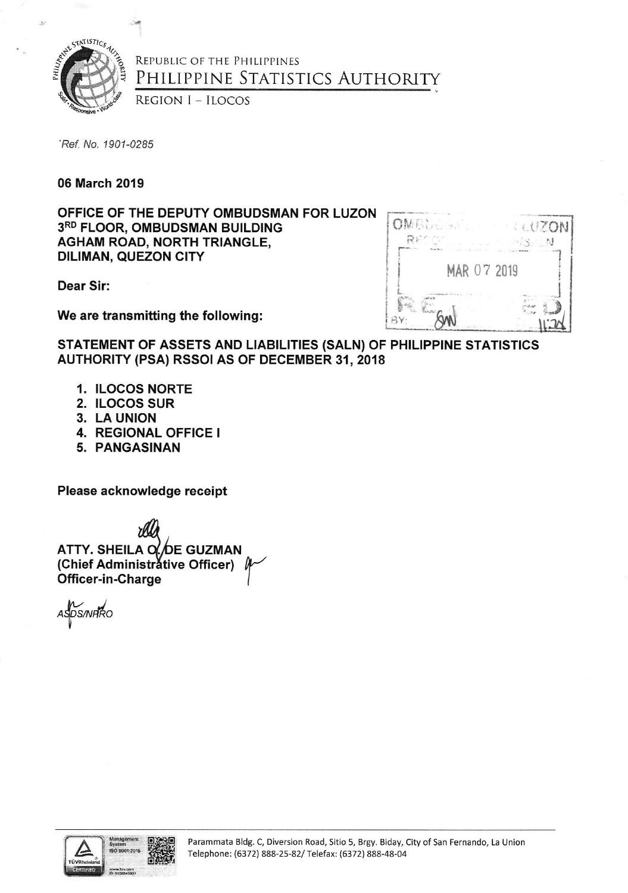REPUBLIC OF THE PHILIPPINES
PHILIPPINE STATISTICS AUTHORITY
REGION I – ILOCOS

*Ref. No. 1901-0285*

**06 March 2019**

**OFFICE OF THE DEPUTY OMBUDSMAN FOR LUZON**
**3RD FLOOR, OMBUDSMAN BUILDING**
**AGHAM ROAD, NORTH TRIANGLE,**
**DILIMAN, QUEZON CITY**

OMBUDSMAN LUZON RECEIVED MAR 07 2019 BY: 11:24

**Dear Sir:**

**We are transmitting the following:**

**STATEMENT OF ASSETS AND LIABILITIES (SALN) OF PHILIPPINE STATISTICS AUTHORITY (PSA) RSSOI AS OF DECEMBER 31, 2018**

1. **ILOCOS NORTE**
2. **ILOCOS SUR**
3. **LA UNION**
4. **REGIONAL OFFICE I**
5. **PANGASINAN**

**Please acknowledge receipt**

**ATTY. SHEILA O. DE GUZMAN**
**(Chief Administrative Officer)**
**Officer-in-Charge**

*ASDS/NFRO*

Parammata Bldg. C, Diversion Road, Sitio 5, Brgy. Biday, City of San Fernando, La Union
Telephone: (6372) 888-25-82/ Telefax: (6372) 888-48-04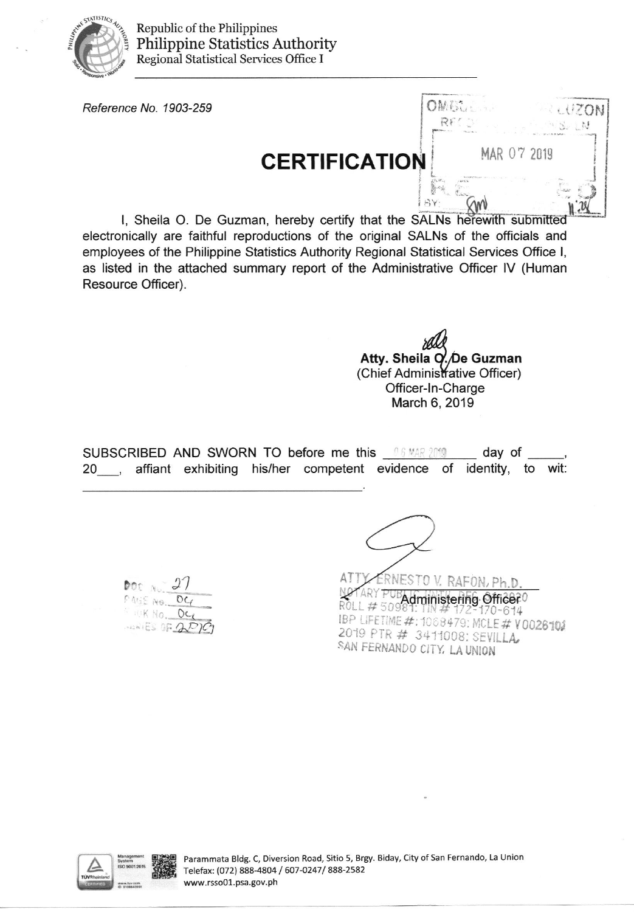Republic of the Philippines
Philippine Statistics Authority
Regional Statistical Services Office I

*Reference No. 1903-259*

OMBUDSMAN LUZON
RECEIVED
MAR 07 2019
BY: 11:24

# CERTIFICATION

I, Sheila O. De Guzman, hereby certify that the SALNs herewith submitted electronically are faithful reproductions of the original SALNs of the officials and employees of the Philippine Statistics Authority Regional Statistical Services Office I, as listed in the attached summary report of the Administrative Officer IV (Human Resource Officer).

**Atty. Sheila O. De Guzman**
(Chief Administrative Officer)
Officer-In-Charge
March 6, 2019

SUBSCRIBED AND SWORN TO before me this 06 MAR 2019 day of \_\_\_\_\_, 20\_\_\_, affiant exhibiting his/her competent evidence of identity, to wit: \_\_\_\_\_\_\_\_\_\_\_\_\_\_\_\_\_\_\_\_\_\_\_\_\_\_\_\_\_\_\_\_\_\_.

Doc. No. 27
Page No. 04
Book No. 04
Series of 2019

ATTY. ERNESTO V. RAFON, Ph.D.
NOTARY PUBLIC UNTIL DEC. 31, 2020
Administering Officer
ROLL # 50981; TIN # 172-170-614
IBP LIFETIME #: 1068479; MCLE # V0026102
2019 PTR # 3411008; SEVILLA,
SAN FERNANDO CITY, LA UNION

Parammata Bldg. C, Diversion Road, Sitio 5, Brgy. Biday, City of San Fernando, La Union
Telefax: (072) 888-4804 / 607-0247/ 888-2582
www.rsso01.psa.gov.ph